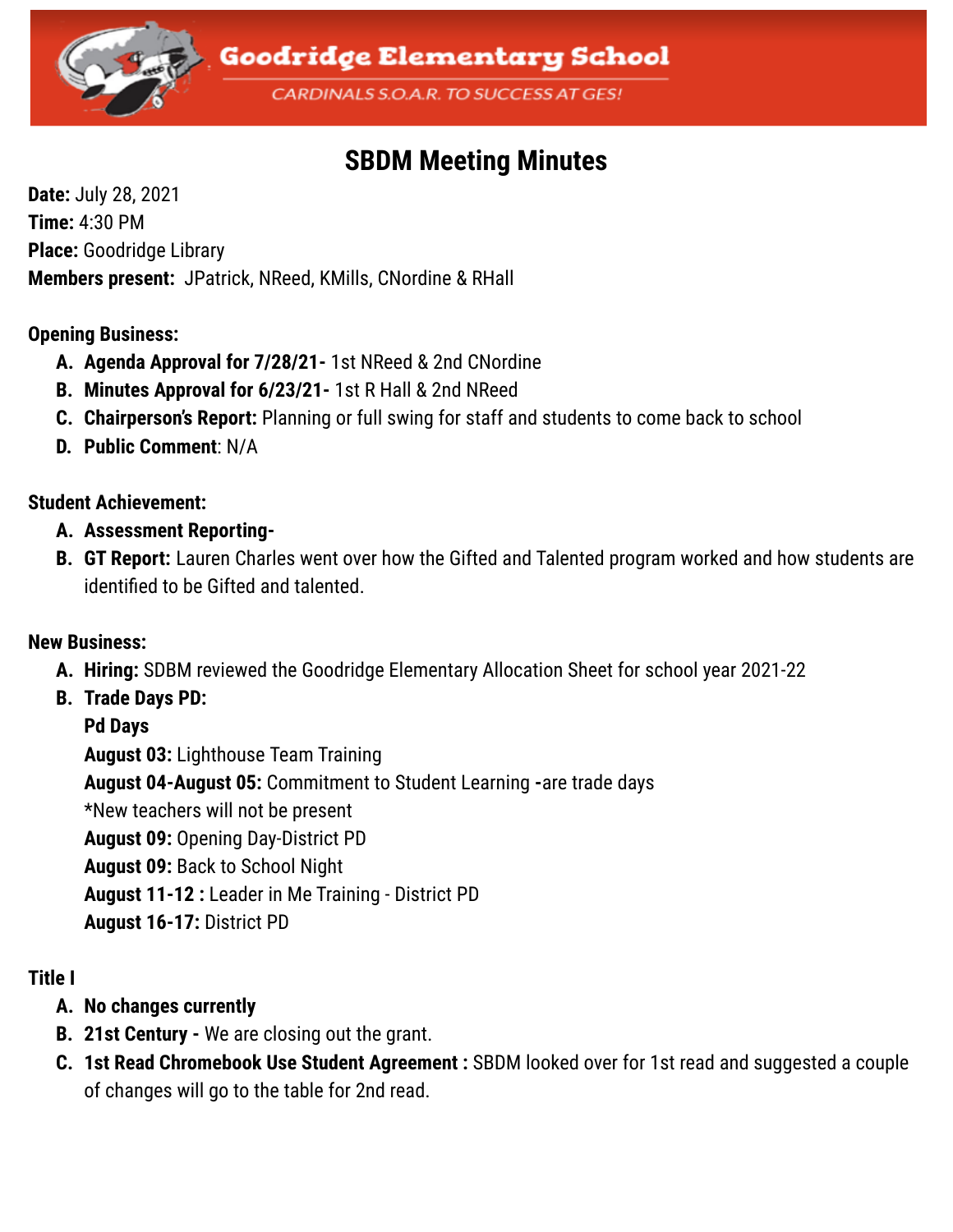# Goodridge Elementary School

CARDINALS S.O.A.R. TO SUCCESS AT GES!

## SBDM Meeting Minutes

**Date:** July 28, 2021
**Time:** 4:30 PM
**Place:** Goodridge Library
**Members present:** JPatrick, NReed, KMills, CNordine & RHall

**Opening Business:**

A. **Agenda Approval for 7/28/21-** 1st NReed & 2nd CNordine
B. **Minutes Approval for 6/23/21-** 1st R Hall & 2nd NReed
C. **Chairperson's Report:** Planning or full swing for staff and students to come back to school
D. **Public Comment**: N/A

**Student Achievement:**

A. **Assessment Reporting-**
B. **GT Report:** Lauren Charles went over how the Gifted and Talented program worked and how students are identified to be Gifted and talented.

**New Business:**

A. **Hiring:** SDBM reviewed the Goodridge Elementary Allocation Sheet for school year 2021-22
B. **Trade Days PD:**
   **Pd Days**
   **August 03:** Lighthouse Team Training
   **August 04-August 05:** Commitment to Student Learning **-**are trade days
   *New teachers will not be present
   **August 09:** Opening Day-District PD
   **August 09:** Back to School Night
   **August 11-12 :** Leader in Me Training - District PD
   **August 16-17:** District PD

**Title I**

A. **No changes currently**
B. **21st Century -** We are closing out the grant.
C. **1st Read Chromebook Use Student Agreement :** SBDM looked over for 1st read and suggested a couple of changes will go to the table for 2nd read.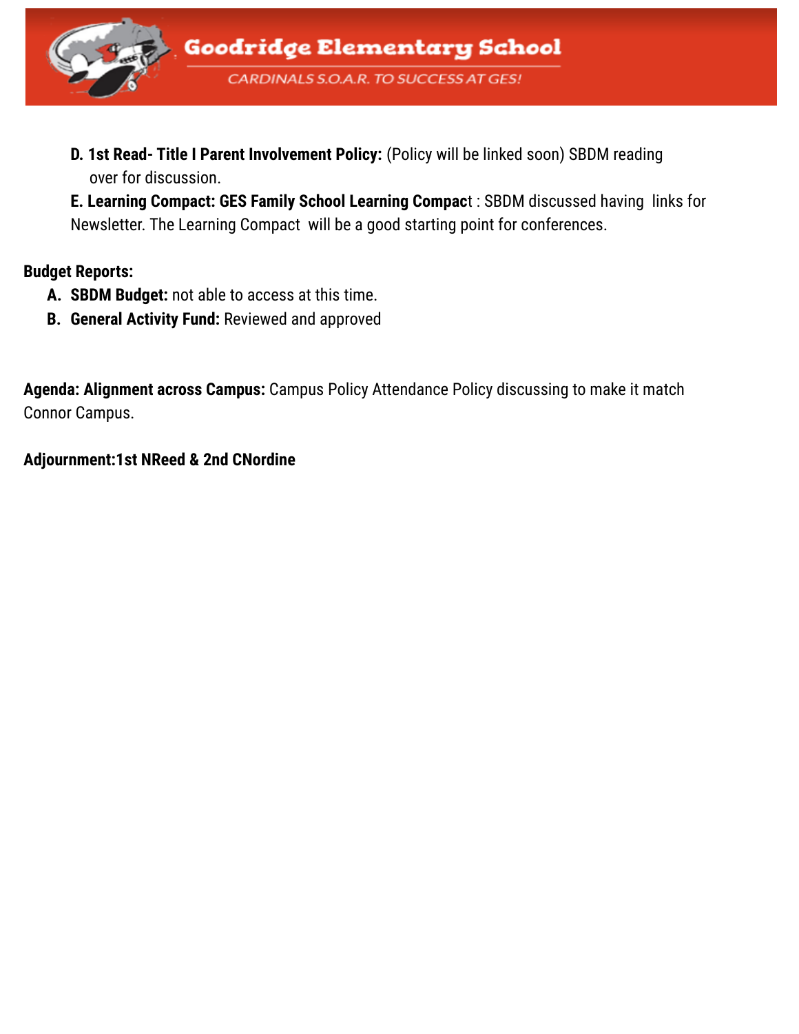**D. 1st Read- Title I Parent Involvement Policy:** (Policy will be linked soon) SBDM reading over for discussion.

**E. Learning Compact: GES Family School Learning Compac**t : SBDM discussed having links for Newsletter. The Learning Compact will be a good starting point for conferences.

**Budget Reports:**

A. **SBDM Budget:** not able to access at this time.
B. **General Activity Fund:** Reviewed and approved

**Agenda: Alignment across Campus:** Campus Policy Attendance Policy discussing to make it match Connor Campus.

**Adjournment:1st NReed & 2nd CNordine**